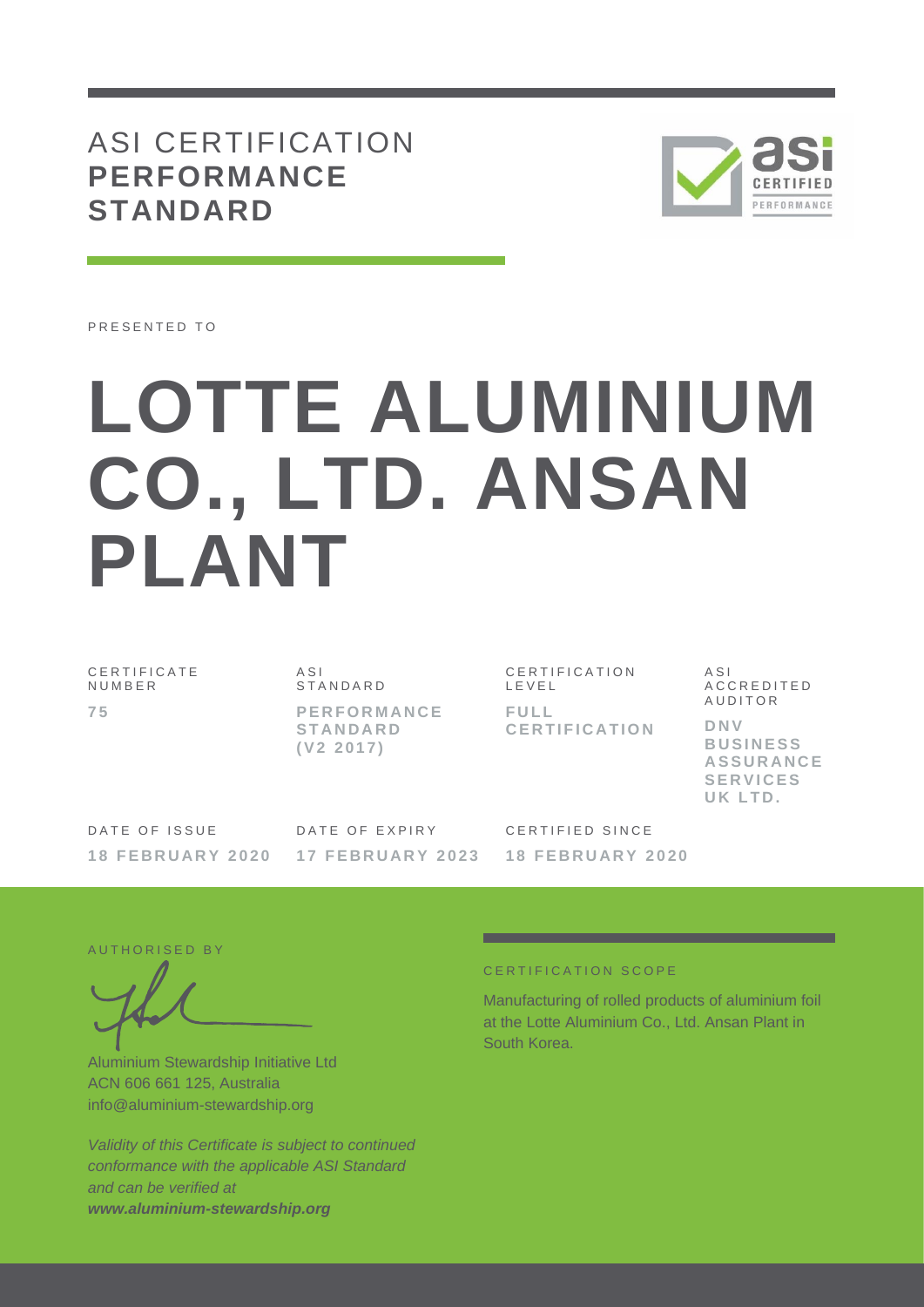# ASI CERTIFICATION **PERFORMANCE STANDARD**

PRESENTED TO

# LOTTE ALUMINIUM CO., LTD. ANSAN PLANT

| CERTIFICATE NUMBER | ASI STANDARD | CERTIFICATION LEVEL | ASI ACCREDITED AUDITOR |
|---|---|---|---|
| **75** | **PERFORMANCE STANDARD (V2 2017)** | **FULL CERTIFICATION** | **DNV BUSINESS ASSURANCE SERVICES UK LTD.** |

| DATE OF ISSUE | DATE OF EXPIRY | CERTIFIED SINCE |
|---|---|---|
| **18 FEBRUARY 2020** | **17 FEBRUARY 2023** | **18 FEBRUARY 2020** |

AUTHORISED BY

Aluminium Stewardship Initiative Ltd
ACN 606 661 125, Australia
info@aluminium-stewardship.org

*Validity of this Certificate is subject to continued conformance with the applicable ASI Standard and can be verified at* ***www.aluminium-stewardship.org***

CERTIFICATION SCOPE

Manufacturing of rolled products of aluminium foil at the Lotte Aluminium Co., Ltd. Ansan Plant in South Korea.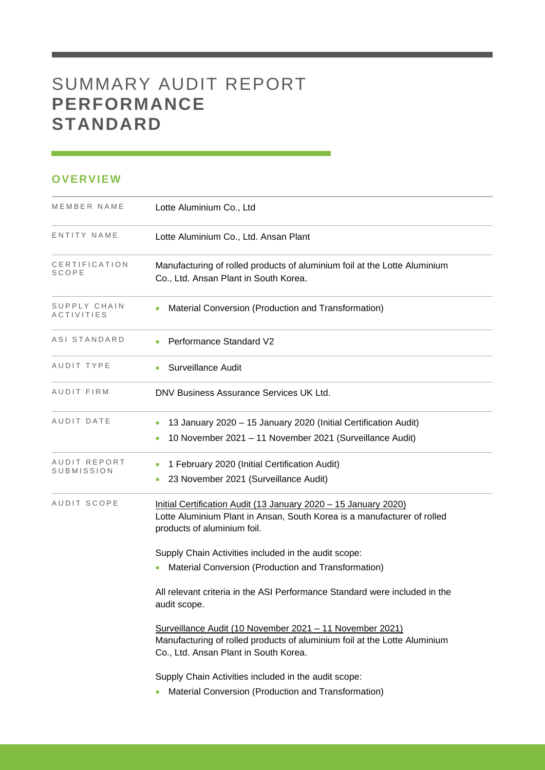# SUMMARY AUDIT REPORT **PERFORMANCE STANDARD**

## OVERVIEW

| | |
|---|---|
| MEMBER NAME | Lotte Aluminium Co., Ltd |
| ENTITY NAME | Lotte Aluminium Co., Ltd. Ansan Plant |
| CERTIFICATION SCOPE | Manufacturing of rolled products of aluminium foil at the Lotte Aluminium Co., Ltd. Ansan Plant in South Korea. |
| SUPPLY CHAIN ACTIVITIES | • Material Conversion (Production and Transformation) |
| ASI STANDARD | • Performance Standard V2 |
| AUDIT TYPE | • Surveillance Audit |
| AUDIT FIRM | DNV Business Assurance Services UK Ltd. |
| AUDIT DATE | • 13 January 2020 – 15 January 2020 (Initial Certification Audit)<br>• 10 November 2021 – 11 November 2021 (Surveillance Audit) |
| AUDIT REPORT SUBMISSION | • 1 February 2020 (Initial Certification Audit)<br>• 23 November 2021 (Surveillance Audit) |
| AUDIT SCOPE | Initial Certification Audit (13 January 2020 – 15 January 2020)<br>Lotte Aluminium Plant in Ansan, South Korea is a manufacturer of rolled products of aluminium foil.<br><br>Supply Chain Activities included in the audit scope:<br>• Material Conversion (Production and Transformation)<br><br>All relevant criteria in the ASI Performance Standard were included in the audit scope.<br><br>Surveillance Audit (10 November 2021 – 11 November 2021)<br>Manufacturing of rolled products of aluminium foil at the Lotte Aluminium Co., Ltd. Ansan Plant in South Korea.<br><br>Supply Chain Activities included in the audit scope:<br>• Material Conversion (Production and Transformation) |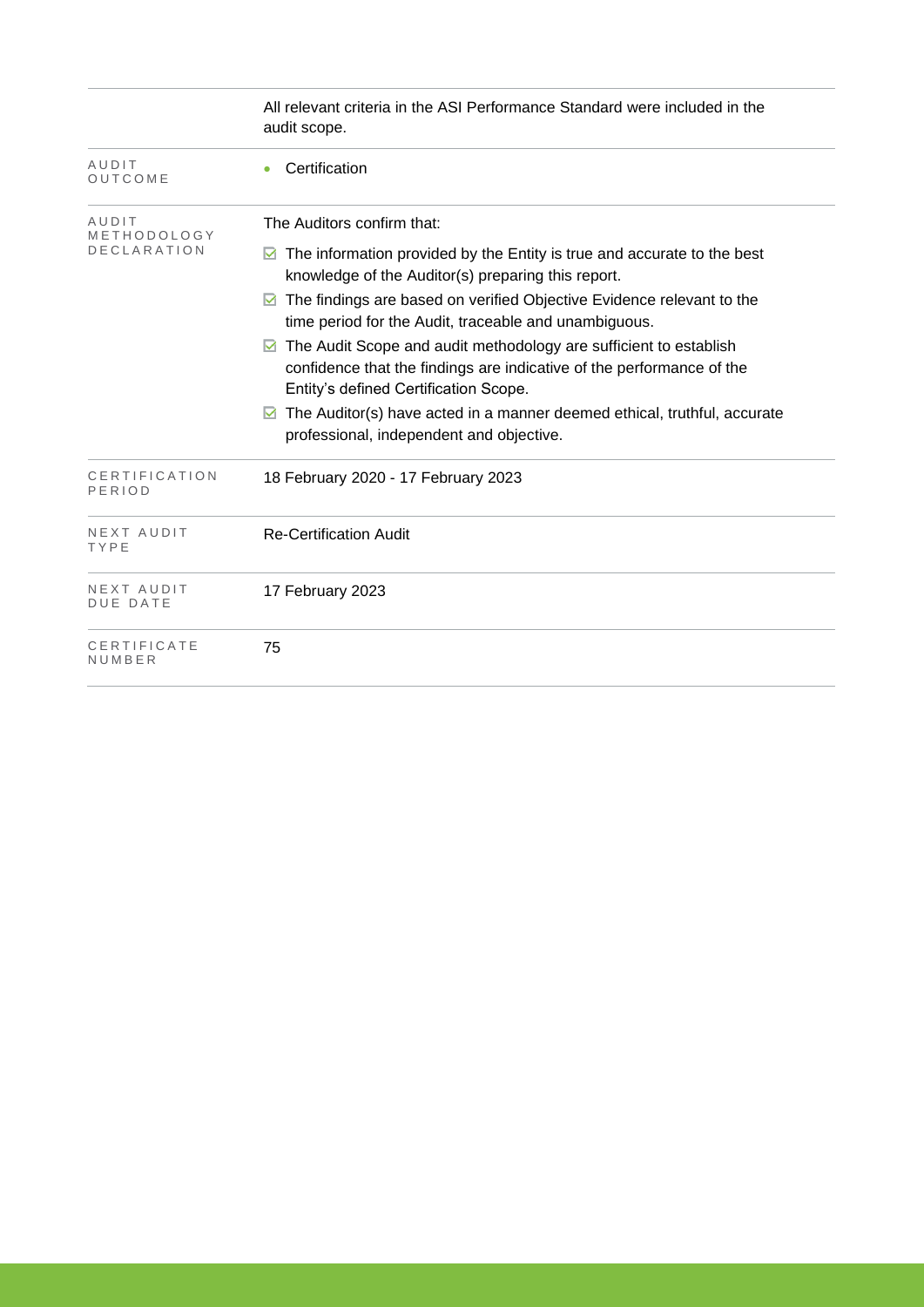| | |
|---|---|
| | All relevant criteria in the ASI Performance Standard were included in the audit scope. |
| AUDIT OUTCOME | • Certification |
| AUDIT METHODOLOGY DECLARATION | The Auditors confirm that:<br>☑ The information provided by the Entity is true and accurate to the best knowledge of the Auditor(s) preparing this report.<br>☑ The findings are based on verified Objective Evidence relevant to the time period for the Audit, traceable and unambiguous.<br>☑ The Audit Scope and audit methodology are sufficient to establish confidence that the findings are indicative of the performance of the Entity's defined Certification Scope.<br>☑ The Auditor(s) have acted in a manner deemed ethical, truthful, accurate professional, independent and objective. |
| CERTIFICATION PERIOD | 18 February 2020 - 17 February 2023 |
| NEXT AUDIT TYPE | Re-Certification Audit |
| NEXT AUDIT DUE DATE | 17 February 2023 |
| CERTIFICATE NUMBER | 75 |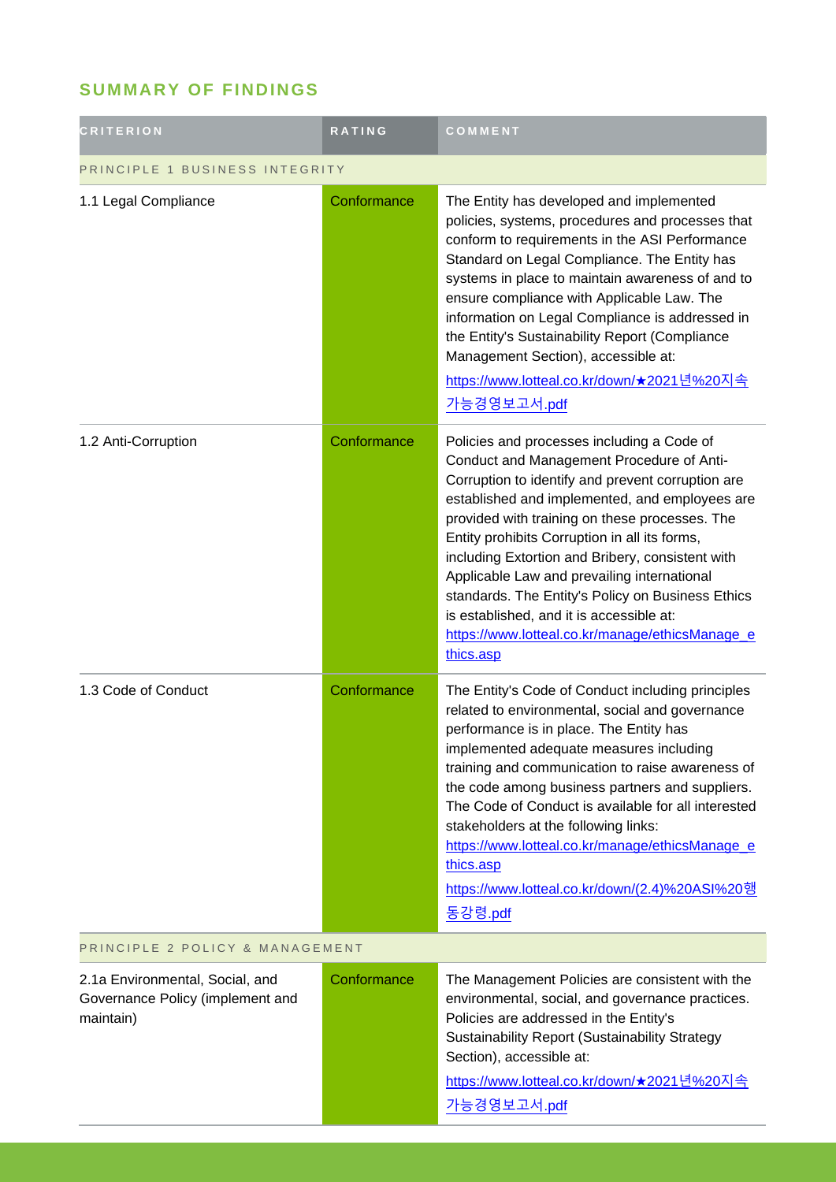## SUMMARY OF FINDINGS

| CRITERION | RATING | COMMENT |
|---|---|---|
| PRINCIPLE 1 BUSINESS INTEGRITY | | |
| 1.1 Legal Compliance | Conformance | The Entity has developed and implemented policies, systems, procedures and processes that conform to requirements in the ASI Performance Standard on Legal Compliance. The Entity has systems in place to maintain awareness of and to ensure compliance with Applicable Law. The information on Legal Compliance is addressed in the Entity's Sustainability Report (Compliance Management Section), accessible at: https://www.lotteal.co.kr/down/★2021년%20지속가능경영보고서.pdf |
| 1.2 Anti-Corruption | Conformance | Policies and processes including a Code of Conduct and Management Procedure of Anti-Corruption to identify and prevent corruption are established and implemented, and employees are provided with training on these processes. The Entity prohibits Corruption in all its forms, including Extortion and Bribery, consistent with Applicable Law and prevailing international standards. The Entity's Policy on Business Ethics is established, and it is accessible at: https://www.lotteal.co.kr/manage/ethicsManage_ethics.asp |
| 1.3 Code of Conduct | Conformance | The Entity's Code of Conduct including principles related to environmental, social and governance performance is in place. The Entity has implemented adequate measures including training and communication to raise awareness of the code among business partners and suppliers. The Code of Conduct is available for all interested stakeholders at the following links: https://www.lotteal.co.kr/manage/ethicsManage_ethics.asp https://www.lotteal.co.kr/down/(2.4)%20ASI%20행동강령.pdf |
| PRINCIPLE 2 POLICY & MANAGEMENT | | |
| 2.1a Environmental, Social, and Governance Policy (implement and maintain) | Conformance | The Management Policies are consistent with the environmental, social, and governance practices. Policies are addressed in the Entity's Sustainability Report (Sustainability Strategy Section), accessible at: https://www.lotteal.co.kr/down/★2021년%20지속가능경영보고서.pdf |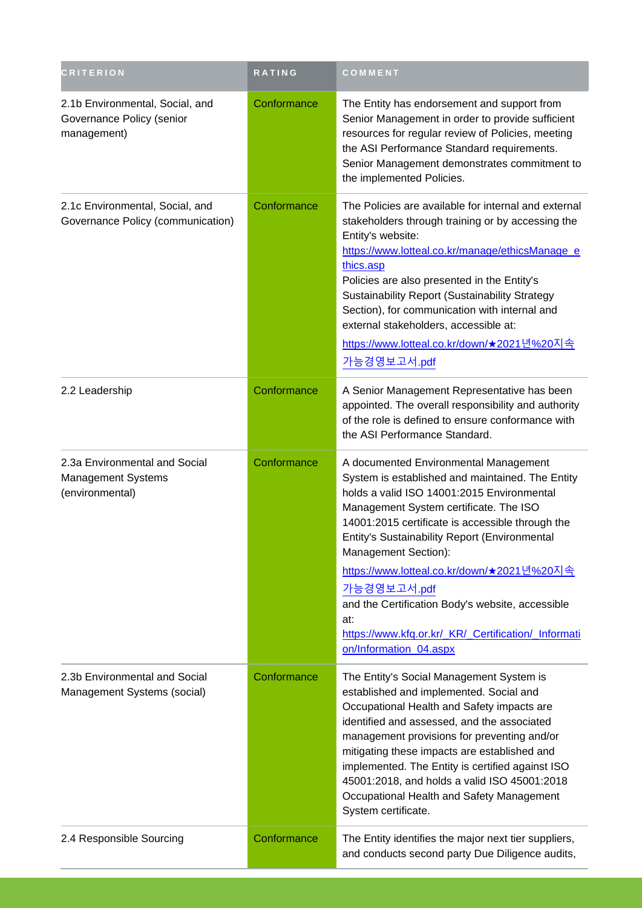| CRITERION | RATING | COMMENT |
|---|---|---|
| 2.1b Environmental, Social, and Governance Policy (senior management) | Conformance | The Entity has endorsement and support from Senior Management in order to provide sufficient resources for regular review of Policies, meeting the ASI Performance Standard requirements. Senior Management demonstrates commitment to the implemented Policies. |
| 2.1c Environmental, Social, and Governance Policy (communication) | Conformance | The Policies are available for internal and external stakeholders through training or by accessing the Entity's website: https://www.lotteal.co.kr/manage/ethicsManage_ethics.asp Policies are also presented in the Entity's Sustainability Report (Sustainability Strategy Section), for communication with internal and external stakeholders, accessible at: https://www.lotteal.co.kr/down/★2021년%20지속가능경영보고서.pdf |
| 2.2 Leadership | Conformance | A Senior Management Representative has been appointed. The overall responsibility and authority of the role is defined to ensure conformance with the ASI Performance Standard. |
| 2.3a Environmental and Social Management Systems (environmental) | Conformance | A documented Environmental Management System is established and maintained. The Entity holds a valid ISO 14001:2015 Environmental Management System certificate. The ISO 14001:2015 certificate is accessible through the Entity's Sustainability Report (Environmental Management Section): https://www.lotteal.co.kr/down/★2021년%20지속가능경영보고서.pdf and the Certification Body's website, accessible at: https://www.kfq.or.kr/_KR/_Certification/_Information/Information_04.aspx |
| 2.3b Environmental and Social Management Systems (social) | Conformance | The Entity's Social Management System is established and implemented. Social and Occupational Health and Safety impacts are identified and assessed, and the associated management provisions for preventing and/or mitigating these impacts are established and implemented. The Entity is certified against ISO 45001:2018, and holds a valid ISO 45001:2018 Occupational Health and Safety Management System certificate. |
| 2.4 Responsible Sourcing | Conformance | The Entity identifies the major next tier suppliers, and conducts second party Due Diligence audits, |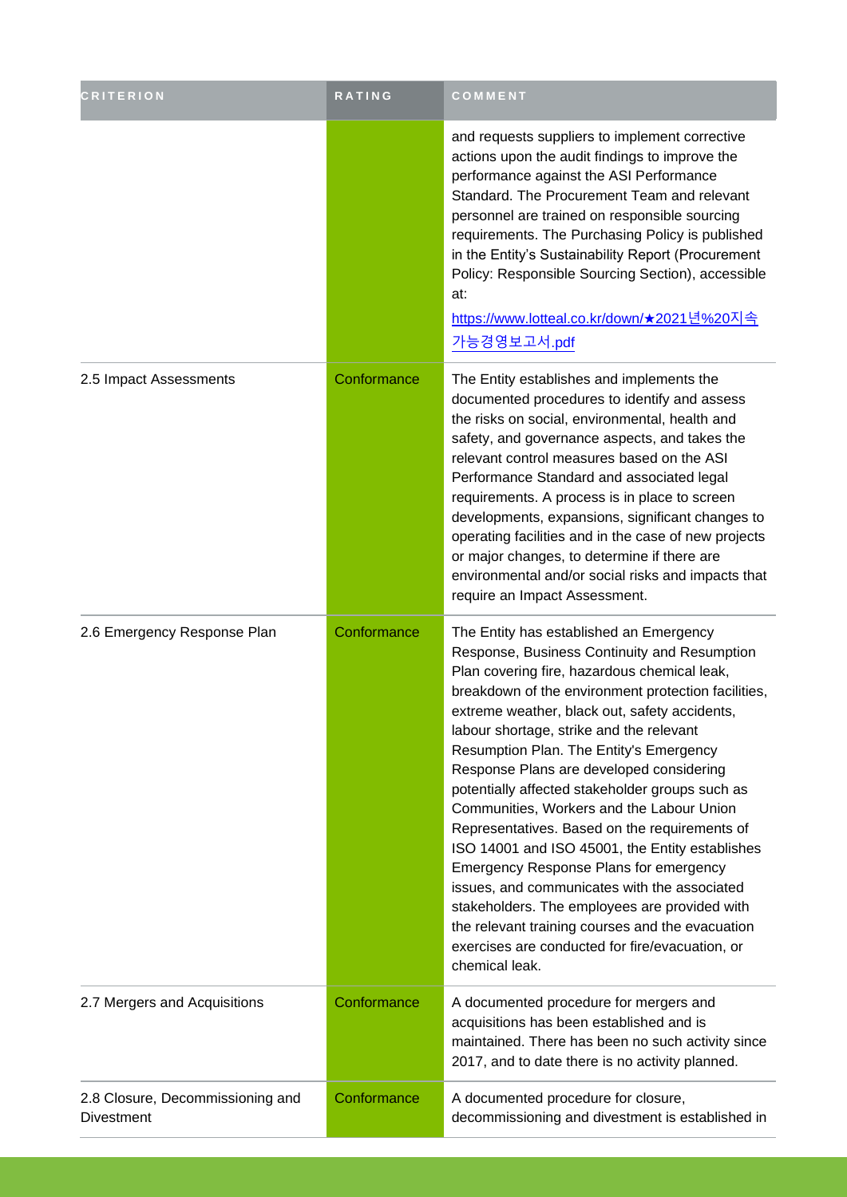| CRITERION | RATING | COMMENT |
| --- | --- | --- |
| | | and requests suppliers to implement corrective actions upon the audit findings to improve the performance against the ASI Performance Standard. The Procurement Team and relevant personnel are trained on responsible sourcing requirements. The Purchasing Policy is published in the Entity's Sustainability Report (Procurement Policy: Responsible Sourcing Section), accessible at: https://www.lotteal.co.kr/down/★2021년%20지속가능경영보고서.pdf |
| 2.5 Impact Assessments | Conformance | The Entity establishes and implements the documented procedures to identify and assess the risks on social, environmental, health and safety, and governance aspects, and takes the relevant control measures based on the ASI Performance Standard and associated legal requirements. A process is in place to screen developments, expansions, significant changes to operating facilities and in the case of new projects or major changes, to determine if there are environmental and/or social risks and impacts that require an Impact Assessment. |
| 2.6 Emergency Response Plan | Conformance | The Entity has established an Emergency Response, Business Continuity and Resumption Plan covering fire, hazardous chemical leak, breakdown of the environment protection facilities, extreme weather, black out, safety accidents, labour shortage, strike and the relevant Resumption Plan. The Entity's Emergency Response Plans are developed considering potentially affected stakeholder groups such as Communities, Workers and the Labour Union Representatives. Based on the requirements of ISO 14001 and ISO 45001, the Entity establishes Emergency Response Plans for emergency issues, and communicates with the associated stakeholders. The employees are provided with the relevant training courses and the evacuation exercises are conducted for fire/evacuation, or chemical leak. |
| 2.7 Mergers and Acquisitions | Conformance | A documented procedure for mergers and acquisitions has been established and is maintained. There has been no such activity since 2017, and to date there is no activity planned. |
| 2.8 Closure, Decommissioning and Divestment | Conformance | A documented procedure for closure, decommissioning and divestment is established in |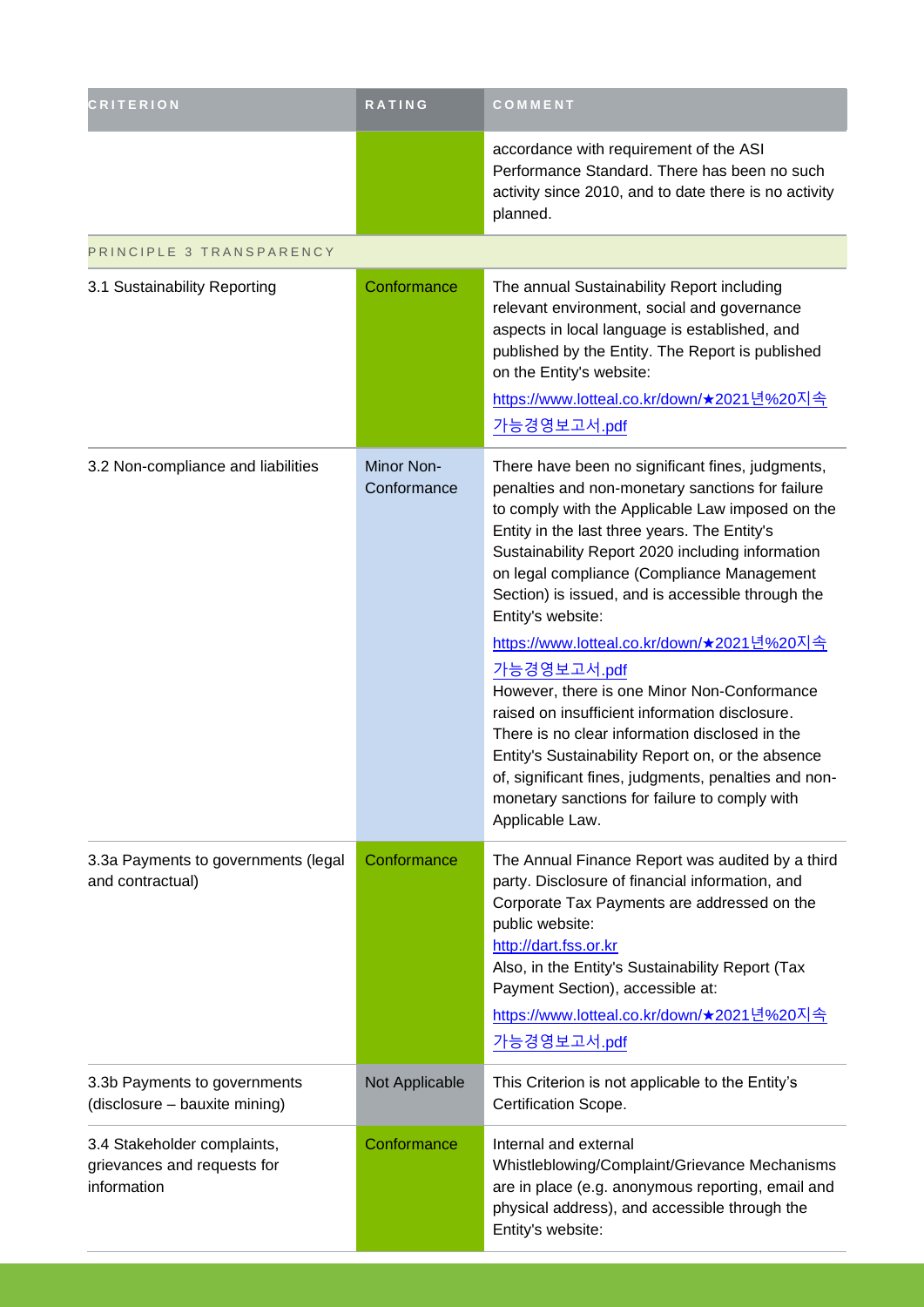| CRITERION | RATING | COMMENT |
|---|---|---|
| | | accordance with requirement of the ASI Performance Standard. There has been no such activity since 2010, and to date there is no activity planned. |
| PRINCIPLE 3 TRANSPARENCY | | |
| 3.1 Sustainability Reporting | Conformance | The annual Sustainability Report including relevant environment, social and governance aspects in local language is established, and published by the Entity. The Report is published on the Entity's website: https://www.lotteal.co.kr/down/★2021년%20지속가능경영보고서.pdf |
| 3.2 Non-compliance and liabilities | Minor Non-Conformance | There have been no significant fines, judgments, penalties and non-monetary sanctions for failure to comply with the Applicable Law imposed on the Entity in the last three years. The Entity's Sustainability Report 2020 including information on legal compliance (Compliance Management Section) is issued, and is accessible through the Entity's website: https://www.lotteal.co.kr/down/★2021년%20지속가능경영보고서.pdf However, there is one Minor Non-Conformance raised on insufficient information disclosure. There is no clear information disclosed in the Entity's Sustainability Report on, or the absence of, significant fines, judgments, penalties and non-monetary sanctions for failure to comply with Applicable Law. |
| 3.3a Payments to governments (legal and contractual) | Conformance | The Annual Finance Report was audited by a third party. Disclosure of financial information, and Corporate Tax Payments are addressed on the public website: http://dart.fss.or.kr Also, in the Entity's Sustainability Report (Tax Payment Section), accessible at: https://www.lotteal.co.kr/down/★2021년%20지속가능경영보고서.pdf |
| 3.3b Payments to governments (disclosure – bauxite mining) | Not Applicable | This Criterion is not applicable to the Entity's Certification Scope. |
| 3.4 Stakeholder complaints, grievances and requests for information | Conformance | Internal and external Whistleblowing/Complaint/Grievance Mechanisms are in place (e.g. anonymous reporting, email and physical address), and accessible through the Entity's website: |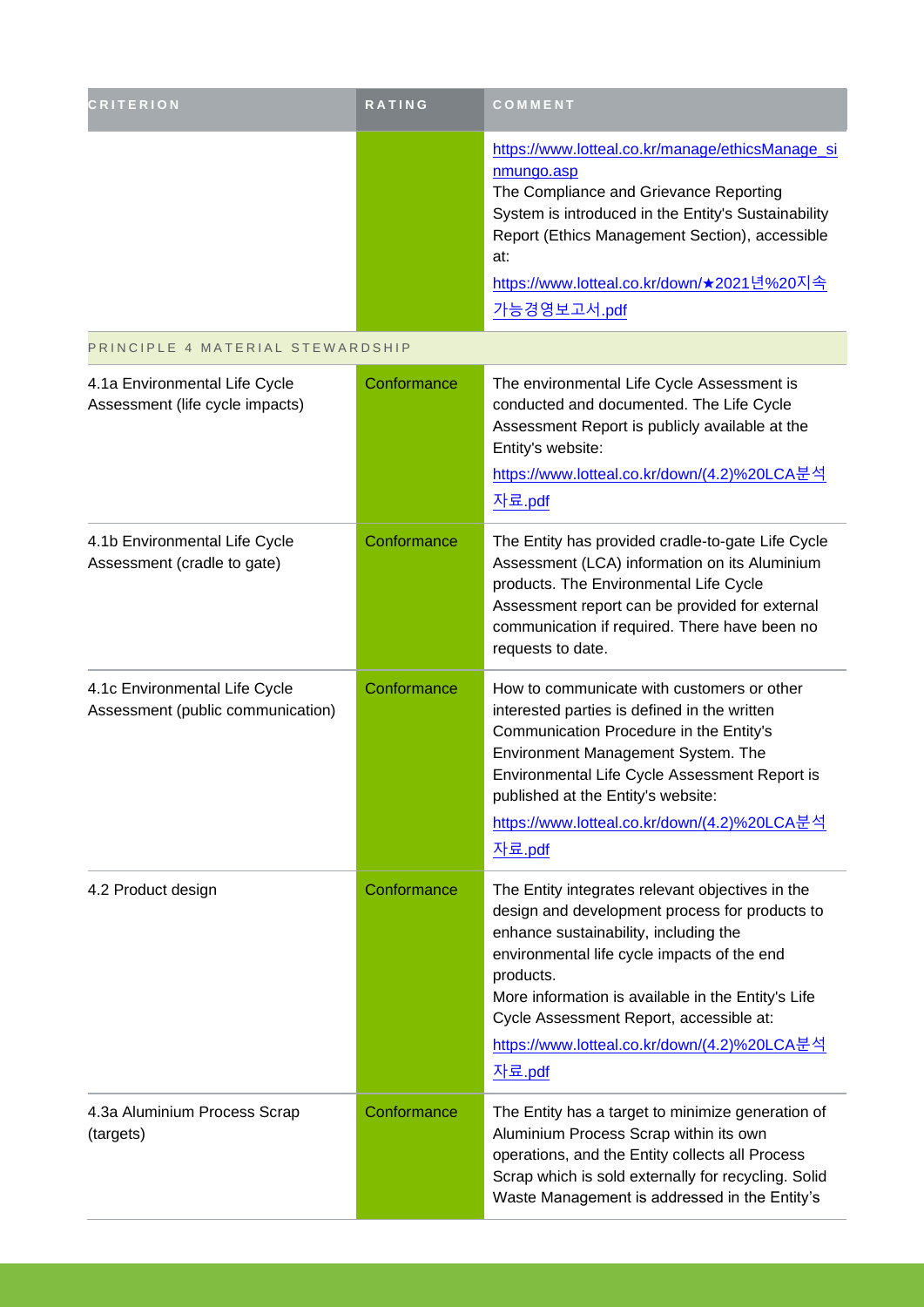| CRITERION | RATING | COMMENT |
|---|---|---|
| | | https://www.lotteal.co.kr/manage/ethicsManage_sinmungo.asp<br>The Compliance and Grievance Reporting System is introduced in the Entity's Sustainability Report (Ethics Management Section), accessible at:<br>https://www.lotteal.co.kr/down/★2021년%20지속가능경영보고서.pdf |
| PRINCIPLE 4 MATERIAL STEWARDSHIP | | |
| 4.1a Environmental Life Cycle Assessment (life cycle impacts) | Conformance | The environmental Life Cycle Assessment is conducted and documented. The Life Cycle Assessment Report is publicly available at the Entity's website:<br>https://www.lotteal.co.kr/down/(4.2)%20LCA분석자료.pdf |
| 4.1b Environmental Life Cycle Assessment (cradle to gate) | Conformance | The Entity has provided cradle-to-gate Life Cycle Assessment (LCA) information on its Aluminium products. The Environmental Life Cycle Assessment report can be provided for external communication if required. There have been no requests to date. |
| 4.1c Environmental Life Cycle Assessment (public communication) | Conformance | How to communicate with customers or other interested parties is defined in the written Communication Procedure in the Entity's Environment Management System. The Environmental Life Cycle Assessment Report is published at the Entity's website:<br>https://www.lotteal.co.kr/down/(4.2)%20LCA분석자료.pdf |
| 4.2 Product design | Conformance | The Entity integrates relevant objectives in the design and development process for products to enhance sustainability, including the environmental life cycle impacts of the end products.<br>More information is available in the Entity's Life Cycle Assessment Report, accessible at:<br>https://www.lotteal.co.kr/down/(4.2)%20LCA분석자료.pdf |
| 4.3a Aluminium Process Scrap (targets) | Conformance | The Entity has a target to minimize generation of Aluminium Process Scrap within its own operations, and the Entity collects all Process Scrap which is sold externally for recycling. Solid Waste Management is addressed in the Entity's |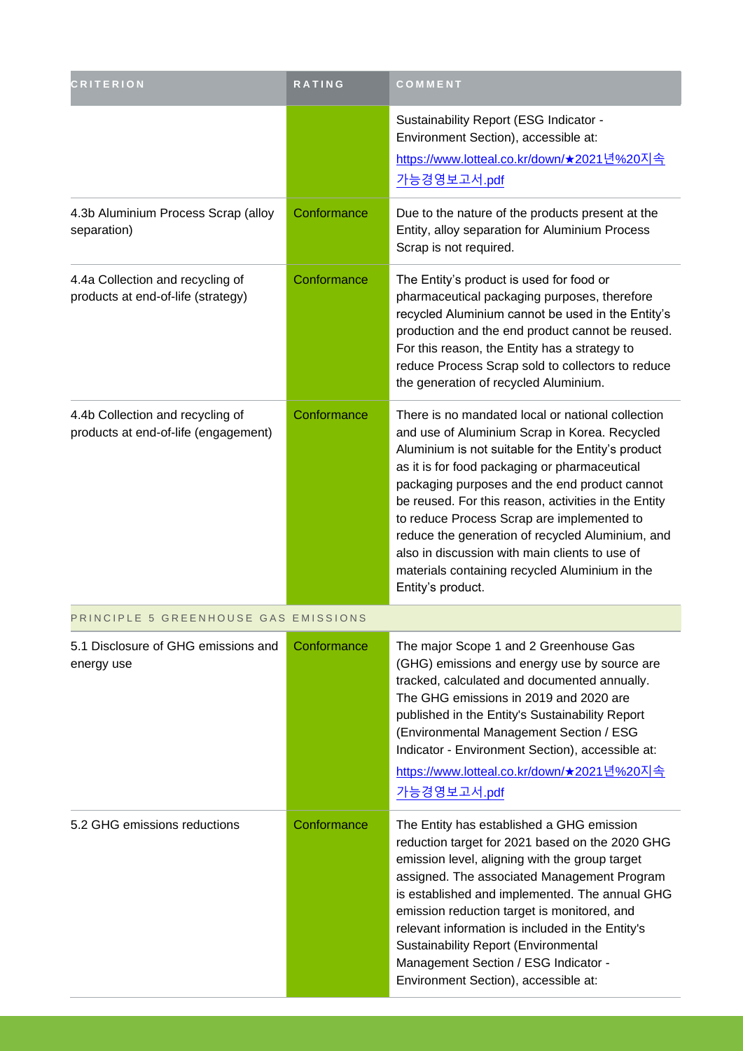| CRITERION | RATING | COMMENT |
|---|---|---|
| | | Sustainability Report (ESG Indicator - Environment Section), accessible at: https://www.lotteal.co.kr/down/★2021년%20지속가능경영보고서.pdf |
| 4.3b Aluminium Process Scrap (alloy separation) | Conformance | Due to the nature of the products present at the Entity, alloy separation for Aluminium Process Scrap is not required. |
| 4.4a Collection and recycling of products at end-of-life (strategy) | Conformance | The Entity's product is used for food or pharmaceutical packaging purposes, therefore recycled Aluminium cannot be used in the Entity's production and the end product cannot be reused. For this reason, the Entity has a strategy to reduce Process Scrap sold to collectors to reduce the generation of recycled Aluminium. |
| 4.4b Collection and recycling of products at end-of-life (engagement) | Conformance | There is no mandated local or national collection and use of Aluminium Scrap in Korea. Recycled Aluminium is not suitable for the Entity's product as it is for food packaging or pharmaceutical packaging purposes and the end product cannot be reused. For this reason, activities in the Entity to reduce Process Scrap are implemented to reduce the generation of recycled Aluminium, and also in discussion with main clients to use of materials containing recycled Aluminium in the Entity's product. |
| PRINCIPLE 5 GREENHOUSE GAS EMISSIONS | | |
| 5.1 Disclosure of GHG emissions and energy use | Conformance | The major Scope 1 and 2 Greenhouse Gas (GHG) emissions and energy use by source are tracked, calculated and documented annually. The GHG emissions in 2019 and 2020 are published in the Entity's Sustainability Report (Environmental Management Section / ESG Indicator - Environment Section), accessible at: https://www.lotteal.co.kr/down/★2021년%20지속가능경영보고서.pdf |
| 5.2 GHG emissions reductions | Conformance | The Entity has established a GHG emission reduction target for 2021 based on the 2020 GHG emission level, aligning with the group target assigned. The associated Management Program is established and implemented. The annual GHG emission reduction target is monitored, and relevant information is included in the Entity's Sustainability Report (Environmental Management Section / ESG Indicator - Environment Section), accessible at: |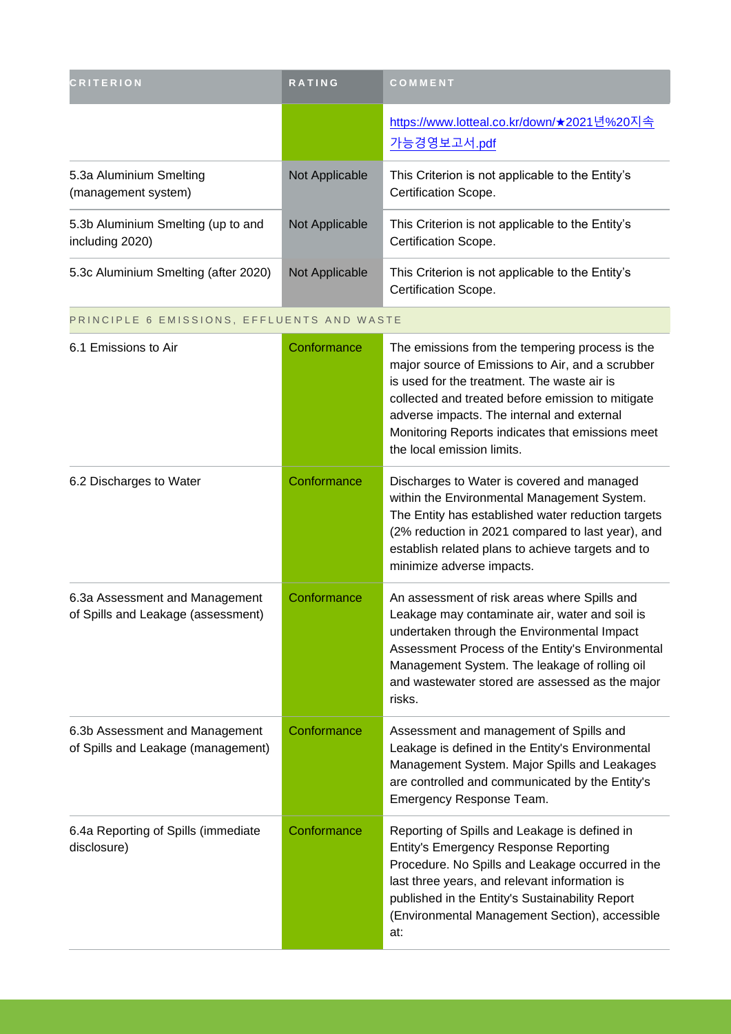| CRITERION | RATING | COMMENT |
|---|---|---|
| | | https://www.lotteal.co.kr/down/★2021년%20지속가능경영보고서.pdf |
| 5.3a Aluminium Smelting (management system) | Not Applicable | This Criterion is not applicable to the Entity's Certification Scope. |
| 5.3b Aluminium Smelting (up to and including 2020) | Not Applicable | This Criterion is not applicable to the Entity's Certification Scope. |
| 5.3c Aluminium Smelting (after 2020) | Not Applicable | This Criterion is not applicable to the Entity's Certification Scope. |
| PRINCIPLE 6 EMISSIONS, EFFLUENTS AND WASTE | | |
| 6.1 Emissions to Air | Conformance | The emissions from the tempering process is the major source of Emissions to Air, and a scrubber is used for the treatment. The waste air is collected and treated before emission to mitigate adverse impacts. The internal and external Monitoring Reports indicates that emissions meet the local emission limits. |
| 6.2 Discharges to Water | Conformance | Discharges to Water is covered and managed within the Environmental Management System. The Entity has established water reduction targets (2% reduction in 2021 compared to last year), and establish related plans to achieve targets and to minimize adverse impacts. |
| 6.3a Assessment and Management of Spills and Leakage (assessment) | Conformance | An assessment of risk areas where Spills and Leakage may contaminate air, water and soil is undertaken through the Environmental Impact Assessment Process of the Entity's Environmental Management System. The leakage of rolling oil and wastewater stored are assessed as the major risks. |
| 6.3b Assessment and Management of Spills and Leakage (management) | Conformance | Assessment and management of Spills and Leakage is defined in the Entity's Environmental Management System. Major Spills and Leakages are controlled and communicated by the Entity's Emergency Response Team. |
| 6.4a Reporting of Spills (immediate disclosure) | Conformance | Reporting of Spills and Leakage is defined in Entity's Emergency Response Reporting Procedure. No Spills and Leakage occurred in the last three years, and relevant information is published in the Entity's Sustainability Report (Environmental Management Section), accessible at: |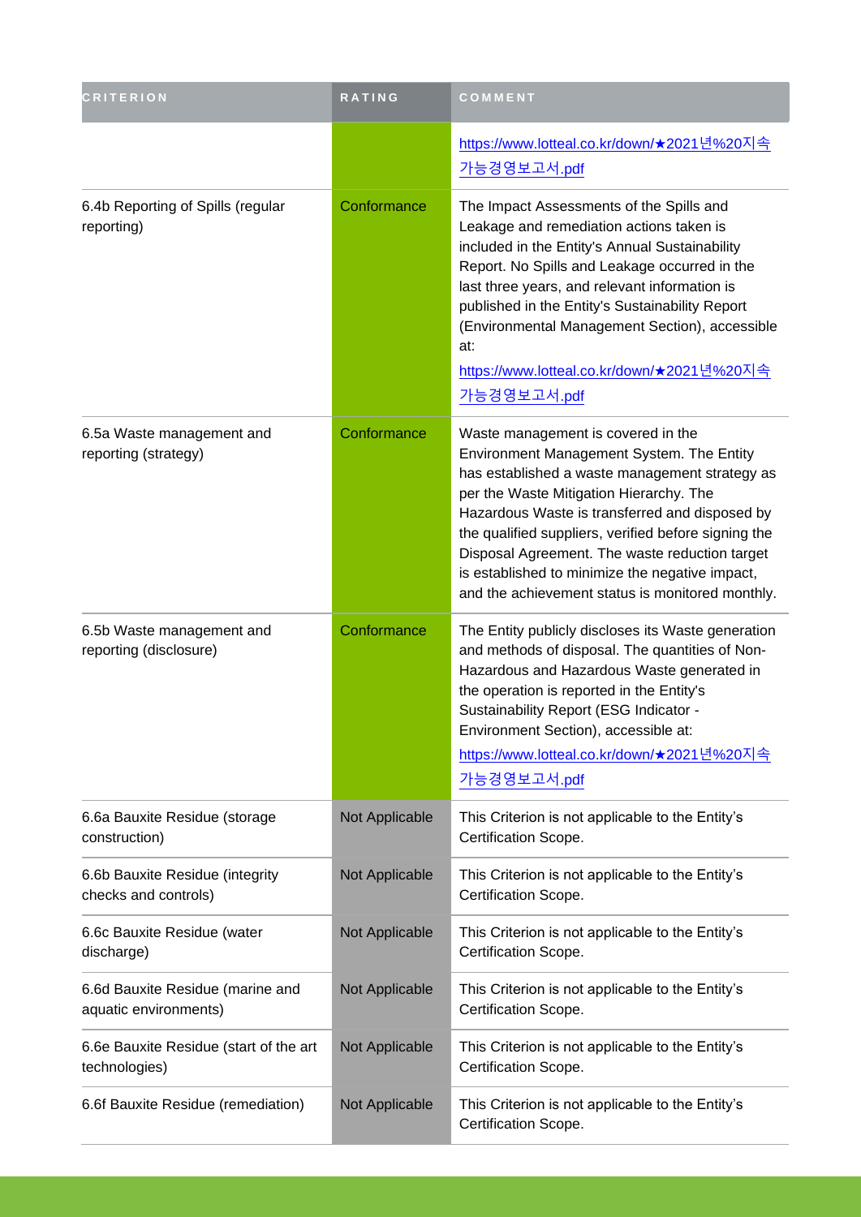| CRITERION | RATING | COMMENT |
| --- | --- | --- |
| | | https://www.lotteal.co.kr/down/★2021년%20지속가능경영보고서.pdf |
| 6.4b Reporting of Spills (regular reporting) | Conformance | The Impact Assessments of the Spills and Leakage and remediation actions taken is included in the Entity's Annual Sustainability Report. No Spills and Leakage occurred in the last three years, and relevant information is published in the Entity's Sustainability Report (Environmental Management Section), accessible at: https://www.lotteal.co.kr/down/★2021년%20지속가능경영보고서.pdf |
| 6.5a Waste management and reporting (strategy) | Conformance | Waste management is covered in the Environment Management System. The Entity has established a waste management strategy as per the Waste Mitigation Hierarchy. The Hazardous Waste is transferred and disposed by the qualified suppliers, verified before signing the Disposal Agreement. The waste reduction target is established to minimize the negative impact, and the achievement status is monitored monthly. |
| 6.5b Waste management and reporting (disclosure) | Conformance | The Entity publicly discloses its Waste generation and methods of disposal. The quantities of Non-Hazardous and Hazardous Waste generated in the operation is reported in the Entity's Sustainability Report (ESG Indicator - Environment Section), accessible at: https://www.lotteal.co.kr/down/★2021년%20지속가능경영보고서.pdf |
| 6.6a Bauxite Residue (storage construction) | Not Applicable | This Criterion is not applicable to the Entity's Certification Scope. |
| 6.6b Bauxite Residue (integrity checks and controls) | Not Applicable | This Criterion is not applicable to the Entity's Certification Scope. |
| 6.6c Bauxite Residue (water discharge) | Not Applicable | This Criterion is not applicable to the Entity's Certification Scope. |
| 6.6d Bauxite Residue (marine and aquatic environments) | Not Applicable | This Criterion is not applicable to the Entity's Certification Scope. |
| 6.6e Bauxite Residue (start of the art technologies) | Not Applicable | This Criterion is not applicable to the Entity's Certification Scope. |
| 6.6f Bauxite Residue (remediation) | Not Applicable | This Criterion is not applicable to the Entity's Certification Scope. |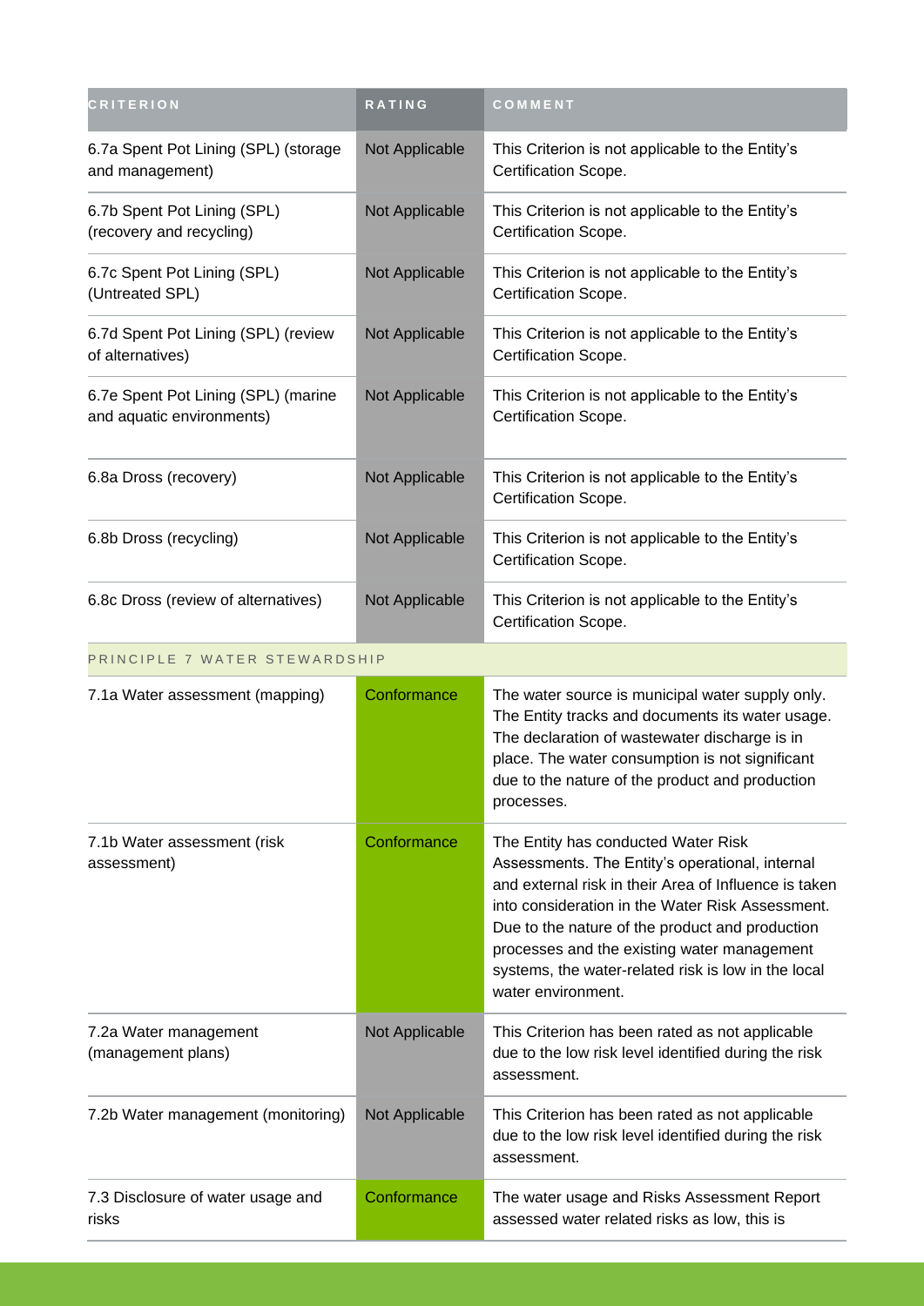| CRITERION | RATING | COMMENT |
|---|---|---|
| 6.7a Spent Pot Lining (SPL) (storage and management) | Not Applicable | This Criterion is not applicable to the Entity's Certification Scope. |
| 6.7b Spent Pot Lining (SPL) (recovery and recycling) | Not Applicable | This Criterion is not applicable to the Entity's Certification Scope. |
| 6.7c Spent Pot Lining (SPL) (Untreated SPL) | Not Applicable | This Criterion is not applicable to the Entity's Certification Scope. |
| 6.7d Spent Pot Lining (SPL) (review of alternatives) | Not Applicable | This Criterion is not applicable to the Entity's Certification Scope. |
| 6.7e Spent Pot Lining (SPL) (marine and aquatic environments) | Not Applicable | This Criterion is not applicable to the Entity's Certification Scope. |
| 6.8a Dross (recovery) | Not Applicable | This Criterion is not applicable to the Entity's Certification Scope. |
| 6.8b Dross (recycling) | Not Applicable | This Criterion is not applicable to the Entity's Certification Scope. |
| 6.8c Dross (review of alternatives) | Not Applicable | This Criterion is not applicable to the Entity's Certification Scope. |
| PRINCIPLE 7 WATER STEWARDSHIP | | |
| 7.1a Water assessment (mapping) | Conformance | The water source is municipal water supply only. The Entity tracks and documents its water usage. The declaration of wastewater discharge is in place. The water consumption is not significant due to the nature of the product and production processes. |
| 7.1b Water assessment (risk assessment) | Conformance | The Entity has conducted Water Risk Assessments. The Entity's operational, internal and external risk in their Area of Influence is taken into consideration in the Water Risk Assessment. Due to the nature of the product and production processes and the existing water management systems, the water-related risk is low in the local water environment. |
| 7.2a Water management (management plans) | Not Applicable | This Criterion has been rated as not applicable due to the low risk level identified during the risk assessment. |
| 7.2b Water management (monitoring) | Not Applicable | This Criterion has been rated as not applicable due to the low risk level identified during the risk assessment. |
| 7.3 Disclosure of water usage and risks | Conformance | The water usage and Risks Assessment Report assessed water related risks as low, this is |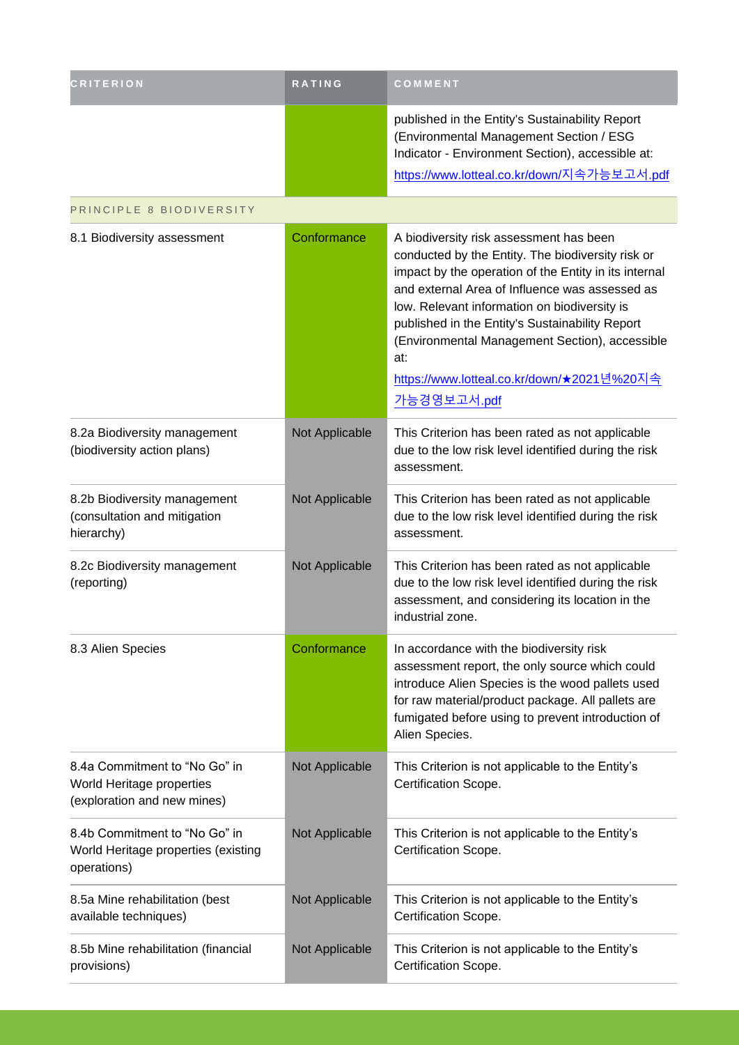| CRITERION | RATING | COMMENT |
|---|---|---|
| | | published in the Entity's Sustainability Report (Environmental Management Section / ESG Indicator - Environment Section), accessible at: https://www.lotteal.co.kr/down/지속가능보고서.pdf |
| PRINCIPLE 8 BIODIVERSITY | | |
| 8.1 Biodiversity assessment | Conformance | A biodiversity risk assessment has been conducted by the Entity. The biodiversity risk or impact by the operation of the Entity in its internal and external Area of Influence was assessed as low. Relevant information on biodiversity is published in the Entity's Sustainability Report (Environmental Management Section), accessible at: https://www.lotteal.co.kr/down/★2021년%20지속가능경영보고서.pdf |
| 8.2a Biodiversity management (biodiversity action plans) | Not Applicable | This Criterion has been rated as not applicable due to the low risk level identified during the risk assessment. |
| 8.2b Biodiversity management (consultation and mitigation hierarchy) | Not Applicable | This Criterion has been rated as not applicable due to the low risk level identified during the risk assessment. |
| 8.2c Biodiversity management (reporting) | Not Applicable | This Criterion has been rated as not applicable due to the low risk level identified during the risk assessment, and considering its location in the industrial zone. |
| 8.3 Alien Species | Conformance | In accordance with the biodiversity risk assessment report, the only source which could introduce Alien Species is the wood pallets used for raw material/product package. All pallets are fumigated before using to prevent introduction of Alien Species. |
| 8.4a Commitment to “No Go” in World Heritage properties (exploration and new mines) | Not Applicable | This Criterion is not applicable to the Entity’s Certification Scope. |
| 8.4b Commitment to “No Go” in World Heritage properties (existing operations) | Not Applicable | This Criterion is not applicable to the Entity’s Certification Scope. |
| 8.5a Mine rehabilitation (best available techniques) | Not Applicable | This Criterion is not applicable to the Entity’s Certification Scope. |
| 8.5b Mine rehabilitation (financial provisions) | Not Applicable | This Criterion is not applicable to the Entity’s Certification Scope. |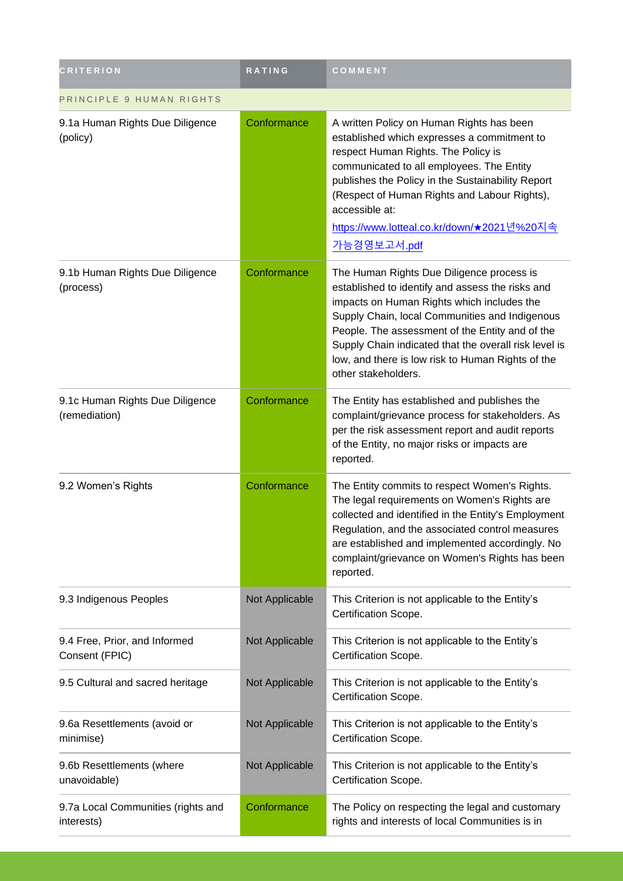| CRITERION | RATING | COMMENT |
| --- | --- | --- |
| PRINCIPLE 9 HUMAN RIGHTS | | |
| 9.1a Human Rights Due Diligence (policy) | Conformance | A written Policy on Human Rights has been established which expresses a commitment to respect Human Rights. The Policy is communicated to all employees. The Entity publishes the Policy in the Sustainability Report (Respect of Human Rights and Labour Rights), accessible at: https://www.lotteal.co.kr/down/★2021년%20지속가능경영보고서.pdf |
| 9.1b Human Rights Due Diligence (process) | Conformance | The Human Rights Due Diligence process is established to identify and assess the risks and impacts on Human Rights which includes the Supply Chain, local Communities and Indigenous People. The assessment of the Entity and of the Supply Chain indicated that the overall risk level is low, and there is low risk to Human Rights of the other stakeholders. |
| 9.1c Human Rights Due Diligence (remediation) | Conformance | The Entity has established and publishes the complaint/grievance process for stakeholders. As per the risk assessment report and audit reports of the Entity, no major risks or impacts are reported. |
| 9.2 Women's Rights | Conformance | The Entity commits to respect Women's Rights. The legal requirements on Women's Rights are collected and identified in the Entity's Employment Regulation, and the associated control measures are established and implemented accordingly. No complaint/grievance on Women's Rights has been reported. |
| 9.3 Indigenous Peoples | Not Applicable | This Criterion is not applicable to the Entity's Certification Scope. |
| 9.4 Free, Prior, and Informed Consent (FPIC) | Not Applicable | This Criterion is not applicable to the Entity's Certification Scope. |
| 9.5 Cultural and sacred heritage | Not Applicable | This Criterion is not applicable to the Entity's Certification Scope. |
| 9.6a Resettlements (avoid or minimise) | Not Applicable | This Criterion is not applicable to the Entity's Certification Scope. |
| 9.6b Resettlements (where unavoidable) | Not Applicable | This Criterion is not applicable to the Entity's Certification Scope. |
| 9.7a Local Communities (rights and interests) | Conformance | The Policy on respecting the legal and customary rights and interests of local Communities is in |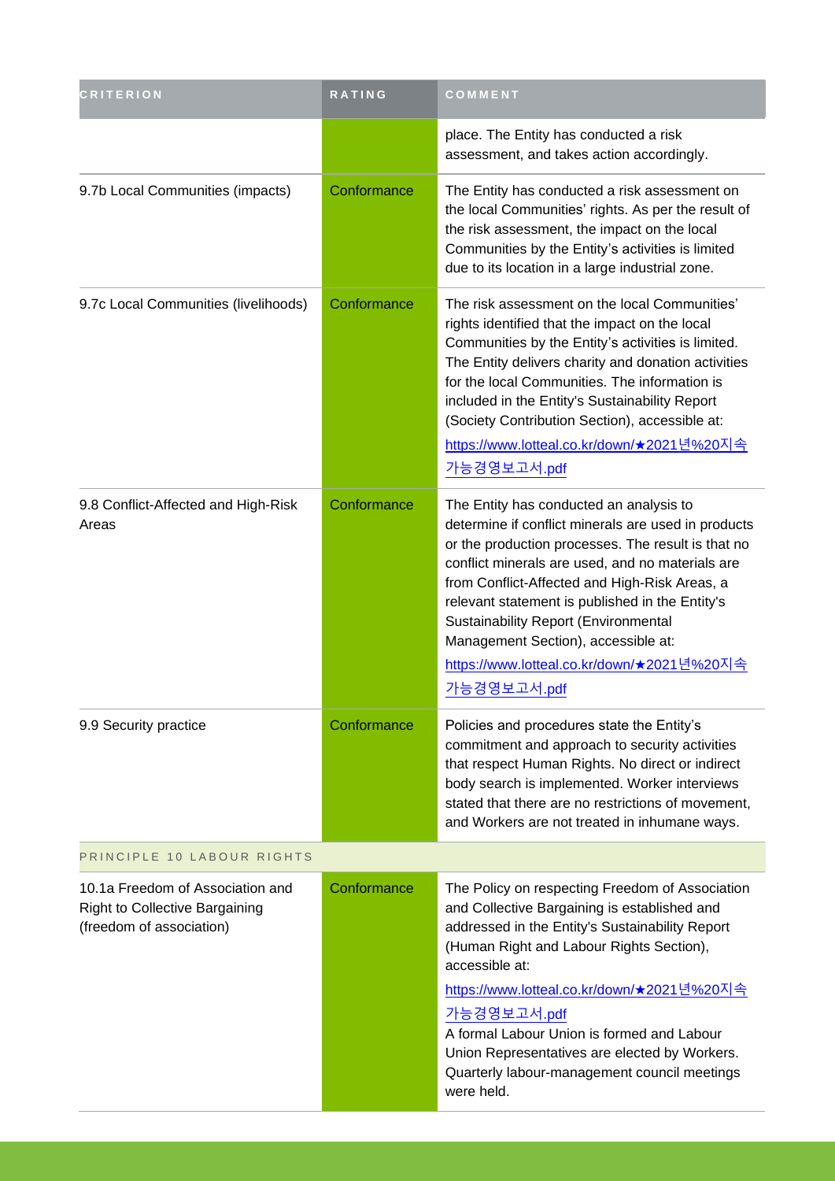| CRITERION | RATING | COMMENT |
| --- | --- | --- |
| | | place. The Entity has conducted a risk assessment, and takes action accordingly. |
| 9.7b Local Communities (impacts) | Conformance | The Entity has conducted a risk assessment on the local Communities' rights. As per the result of the risk assessment, the impact on the local Communities by the Entity's activities is limited due to its location in a large industrial zone. |
| 9.7c Local Communities (livelihoods) | Conformance | The risk assessment on the local Communities' rights identified that the impact on the local Communities by the Entity's activities is limited. The Entity delivers charity and donation activities for the local Communities. The information is included in the Entity's Sustainability Report (Society Contribution Section), accessible at: https://www.lotteal.co.kr/down/★2021년%20지속가능경영보고서.pdf |
| 9.8 Conflict-Affected and High-Risk Areas | Conformance | The Entity has conducted an analysis to determine if conflict minerals are used in products or the production processes. The result is that no conflict minerals are used, and no materials are from Conflict-Affected and High-Risk Areas, a relevant statement is published in the Entity's Sustainability Report (Environmental Management Section), accessible at: https://www.lotteal.co.kr/down/★2021년%20지속가능경영보고서.pdf |
| 9.9 Security practice | Conformance | Policies and procedures state the Entity's commitment and approach to security activities that respect Human Rights. No direct or indirect body search is implemented. Worker interviews stated that there are no restrictions of movement, and Workers are not treated in inhumane ways. |
| PRINCIPLE 10 LABOUR RIGHTS | | |
| 10.1a Freedom of Association and Right to Collective Bargaining (freedom of association) | Conformance | The Policy on respecting Freedom of Association and Collective Bargaining is established and addressed in the Entity's Sustainability Report (Human Right and Labour Rights Section), accessible at: https://www.lotteal.co.kr/down/★2021년%20지속가능경영보고서.pdf A formal Labour Union is formed and Labour Union Representatives are elected by Workers. Quarterly labour-management council meetings were held. |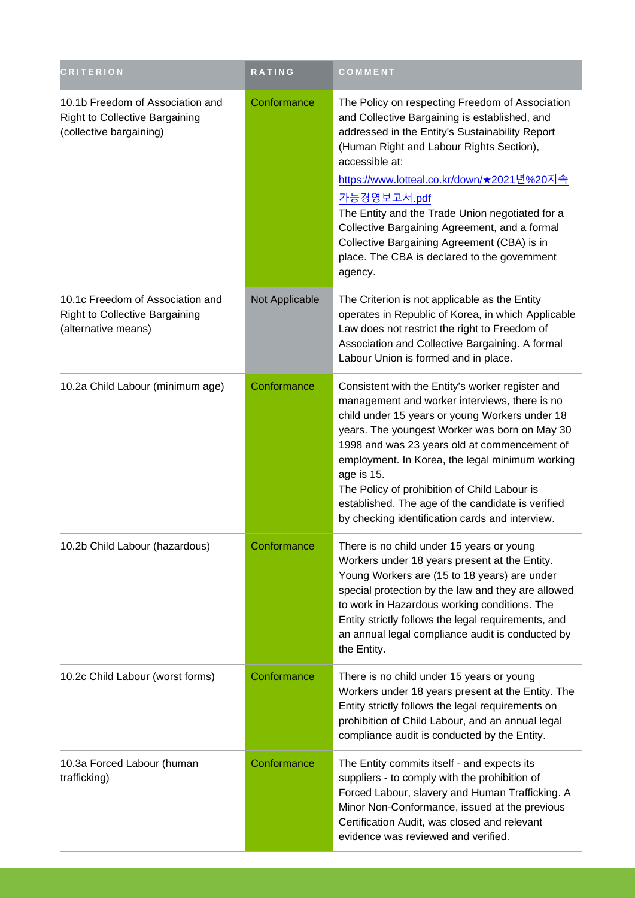| CRITERION | RATING | COMMENT |
| --- | --- | --- |
| 10.1b Freedom of Association and Right to Collective Bargaining (collective bargaining) | Conformance | The Policy on respecting Freedom of Association and Collective Bargaining is established, and addressed in the Entity's Sustainability Report (Human Right and Labour Rights Section), accessible at: https://www.lotteal.co.kr/down/★2021년%20지속가능경영보고서.pdf The Entity and the Trade Union negotiated for a Collective Bargaining Agreement, and a formal Collective Bargaining Agreement (CBA) is in place. The CBA is declared to the government agency. |
| 10.1c Freedom of Association and Right to Collective Bargaining (alternative means) | Not Applicable | The Criterion is not applicable as the Entity operates in Republic of Korea, in which Applicable Law does not restrict the right to Freedom of Association and Collective Bargaining. A formal Labour Union is formed and in place. |
| 10.2a Child Labour (minimum age) | Conformance | Consistent with the Entity's worker register and management and worker interviews, there is no child under 15 years or young Workers under 18 years. The youngest Worker was born on May 30 1998 and was 23 years old at commencement of employment. In Korea, the legal minimum working age is 15. The Policy of prohibition of Child Labour is established. The age of the candidate is verified by checking identification cards and interview. |
| 10.2b Child Labour (hazardous) | Conformance | There is no child under 15 years or young Workers under 18 years present at the Entity. Young Workers are (15 to 18 years) are under special protection by the law and they are allowed to work in Hazardous working conditions. The Entity strictly follows the legal requirements, and an annual legal compliance audit is conducted by the Entity. |
| 10.2c Child Labour (worst forms) | Conformance | There is no child under 15 years or young Workers under 18 years present at the Entity. The Entity strictly follows the legal requirements on prohibition of Child Labour, and an annual legal compliance audit is conducted by the Entity. |
| 10.3a Forced Labour (human trafficking) | Conformance | The Entity commits itself - and expects its suppliers - to comply with the prohibition of Forced Labour, slavery and Human Trafficking. A Minor Non-Conformance, issued at the previous Certification Audit, was closed and relevant evidence was reviewed and verified. |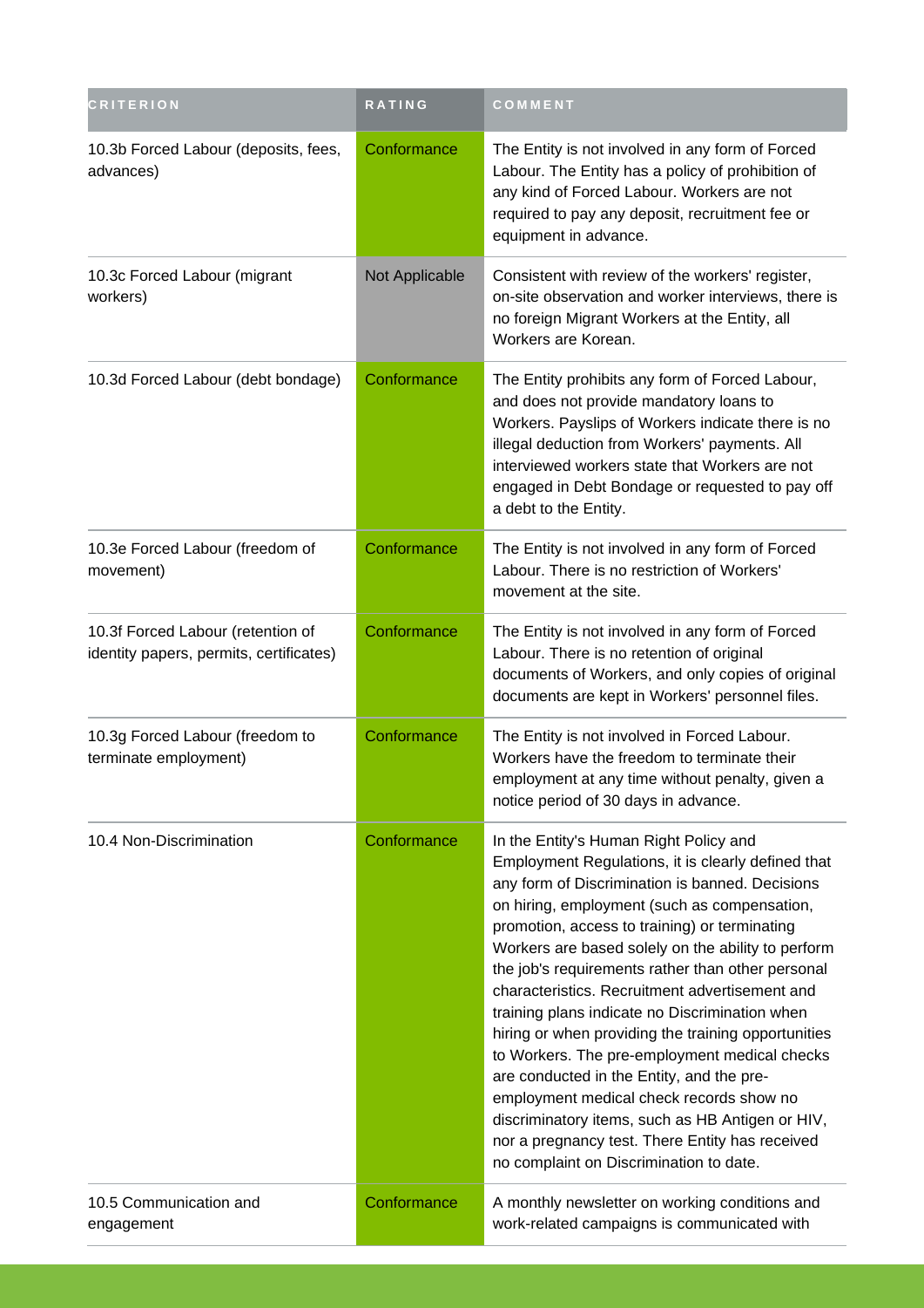| CRITERION | RATING | COMMENT |
|---|---|---|
| 10.3b Forced Labour (deposits, fees, advances) | Conformance | The Entity is not involved in any form of Forced Labour. The Entity has a policy of prohibition of any kind of Forced Labour. Workers are not required to pay any deposit, recruitment fee or equipment in advance. |
| 10.3c Forced Labour (migrant workers) | Not Applicable | Consistent with review of the workers' register, on-site observation and worker interviews, there is no foreign Migrant Workers at the Entity, all Workers are Korean. |
| 10.3d Forced Labour (debt bondage) | Conformance | The Entity prohibits any form of Forced Labour, and does not provide mandatory loans to Workers. Payslips of Workers indicate there is no illegal deduction from Workers' payments. All interviewed workers state that Workers are not engaged in Debt Bondage or requested to pay off a debt to the Entity. |
| 10.3e Forced Labour (freedom of movement) | Conformance | The Entity is not involved in any form of Forced Labour. There is no restriction of Workers' movement at the site. |
| 10.3f Forced Labour (retention of identity papers, permits, certificates) | Conformance | The Entity is not involved in any form of Forced Labour. There is no retention of original documents of Workers, and only copies of original documents are kept in Workers' personnel files. |
| 10.3g Forced Labour (freedom to terminate employment) | Conformance | The Entity is not involved in Forced Labour. Workers have the freedom to terminate their employment at any time without penalty, given a notice period of 30 days in advance. |
| 10.4 Non-Discrimination | Conformance | In the Entity's Human Right Policy and Employment Regulations, it is clearly defined that any form of Discrimination is banned. Decisions on hiring, employment (such as compensation, promotion, access to training) or terminating Workers are based solely on the ability to perform the job's requirements rather than other personal characteristics. Recruitment advertisement and training plans indicate no Discrimination when hiring or when providing the training opportunities to Workers. The pre-employment medical checks are conducted in the Entity, and the pre-employment medical check records show no discriminatory items, such as HB Antigen or HIV, nor a pregnancy test. There Entity has received no complaint on Discrimination to date. |
| 10.5 Communication and engagement | Conformance | A monthly newsletter on working conditions and work-related campaigns is communicated with |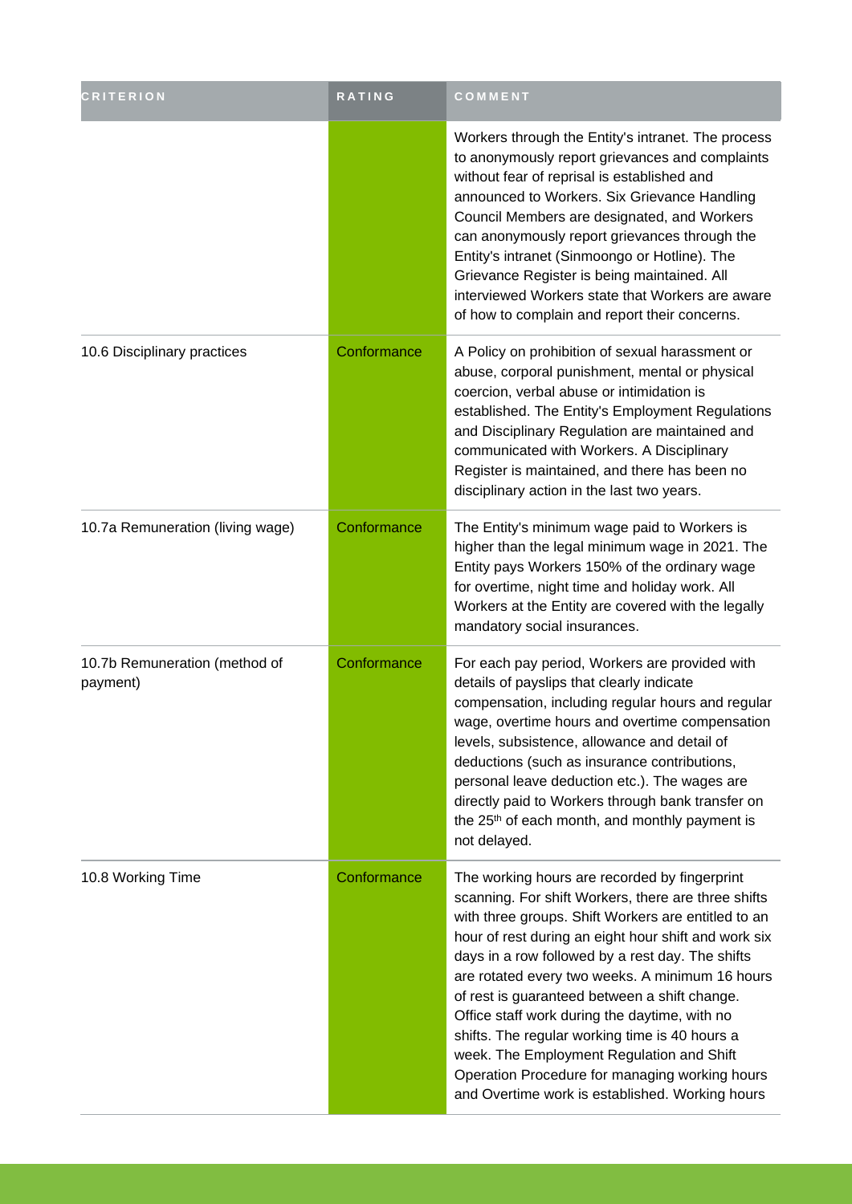| CRITERION | RATING | COMMENT |
| --- | --- | --- |
| | | Workers through the Entity's intranet. The process to anonymously report grievances and complaints without fear of reprisal is established and announced to Workers. Six Grievance Handling Council Members are designated, and Workers can anonymously report grievances through the Entity's intranet (Sinmoongo or Hotline). The Grievance Register is being maintained. All interviewed Workers state that Workers are aware of how to complain and report their concerns. |
| 10.6 Disciplinary practices | Conformance | A Policy on prohibition of sexual harassment or abuse, corporal punishment, mental or physical coercion, verbal abuse or intimidation is established. The Entity's Employment Regulations and Disciplinary Regulation are maintained and communicated with Workers. A Disciplinary Register is maintained, and there has been no disciplinary action in the last two years. |
| 10.7a Remuneration (living wage) | Conformance | The Entity's minimum wage paid to Workers is higher than the legal minimum wage in 2021. The Entity pays Workers 150% of the ordinary wage for overtime, night time and holiday work. All Workers at the Entity are covered with the legally mandatory social insurances. |
| 10.7b Remuneration (method of payment) | Conformance | For each pay period, Workers are provided with details of payslips that clearly indicate compensation, including regular hours and regular wage, overtime hours and overtime compensation levels, subsistence, allowance and detail of deductions (such as insurance contributions, personal leave deduction etc.). The wages are directly paid to Workers through bank transfer on the 25th of each month, and monthly payment is not delayed. |
| 10.8 Working Time | Conformance | The working hours are recorded by fingerprint scanning. For shift Workers, there are three shifts with three groups. Shift Workers are entitled to an hour of rest during an eight hour shift and work six days in a row followed by a rest day. The shifts are rotated every two weeks. A minimum 16 hours of rest is guaranteed between a shift change. Office staff work during the daytime, with no shifts. The regular working time is 40 hours a week. The Employment Regulation and Shift Operation Procedure for managing working hours and Overtime work is established. Working hours |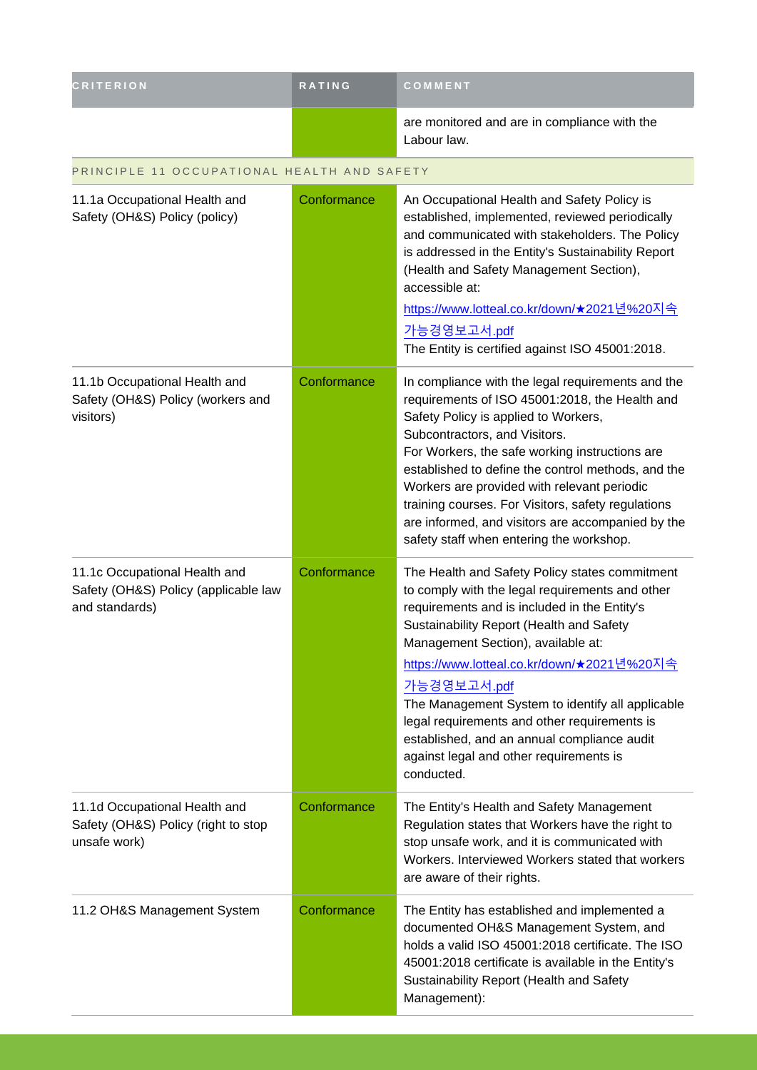| CRITERION | RATING | COMMENT |
|---|---|---|
| | | are monitored and are in compliance with the Labour law. |
| PRINCIPLE 11 OCCUPATIONAL HEALTH AND SAFETY | | |
| 11.1a Occupational Health and Safety (OH&S) Policy (policy) | Conformance | An Occupational Health and Safety Policy is established, implemented, reviewed periodically and communicated with stakeholders. The Policy is addressed in the Entity's Sustainability Report (Health and Safety Management Section), accessible at: [https://www.lotteal.co.kr/down/★2021년%20지속가능경영보고서.pdf](https://www.lotteal.co.kr/down/★2021년%20지속가능경영보고서.pdf) The Entity is certified against ISO 45001:2018. |
| 11.1b Occupational Health and Safety (OH&S) Policy (workers and visitors) | Conformance | In compliance with the legal requirements and the requirements of ISO 45001:2018, the Health and Safety Policy is applied to Workers, Subcontractors, and Visitors. For Workers, the safe working instructions are established to define the control methods, and the Workers are provided with relevant periodic training courses. For Visitors, safety regulations are informed, and visitors are accompanied by the safety staff when entering the workshop. |
| 11.1c Occupational Health and Safety (OH&S) Policy (applicable law and standards) | Conformance | The Health and Safety Policy states commitment to comply with the legal requirements and other requirements and is included in the Entity's Sustainability Report (Health and Safety Management Section), available at: [https://www.lotteal.co.kr/down/★2021년%20지속가능경영보고서.pdf](https://www.lotteal.co.kr/down/★2021년%20지속가능경영보고서.pdf) The Management System to identify all applicable legal requirements and other requirements is established, and an annual compliance audit against legal and other requirements is conducted. |
| 11.1d Occupational Health and Safety (OH&S) Policy (right to stop unsafe work) | Conformance | The Entity's Health and Safety Management Regulation states that Workers have the right to stop unsafe work, and it is communicated with Workers. Interviewed Workers stated that workers are aware of their rights. |
| 11.2 OH&S Management System | Conformance | The Entity has established and implemented a documented OH&S Management System, and holds a valid ISO 45001:2018 certificate. The ISO 45001:2018 certificate is available in the Entity's Sustainability Report (Health and Safety Management): |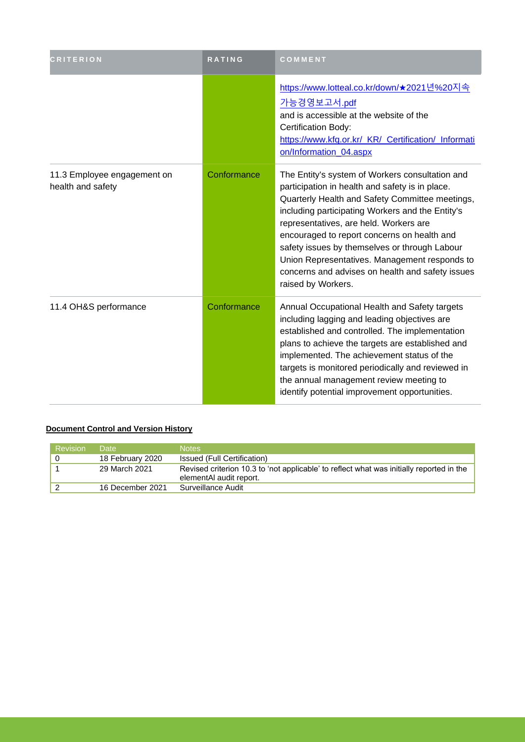| CRITERION | RATING | COMMENT |
|---|---|---|
| | | https://www.lotteal.co.kr/down/★2021년%20지속가능경영보고서.pdf and is accessible at the website of the Certification Body: https://www.kfq.or.kr/_KR/_Certification/_Information/Information_04.aspx |
| 11.3 Employee engagement on health and safety | Conformance | The Entity's system of Workers consultation and participation in health and safety is in place. Quarterly Health and Safety Committee meetings, including participating Workers and the Entity's representatives, are held. Workers are encouraged to report concerns on health and safety issues by themselves or through Labour Union Representatives. Management responds to concerns and advises on health and safety issues raised by Workers. |
| 11.4 OH&S performance | Conformance | Annual Occupational Health and Safety targets including lagging and leading objectives are established and controlled. The implementation plans to achieve the targets are established and implemented. The achievement status of the targets is monitored periodically and reviewed in the annual management review meeting to identify potential improvement opportunities. |

**Document Control and Version History**

| Revision | Date | Notes |
|---|---|---|
| 0 | 18 February 2020 | Issued (Full Certification) |
| 1 | 29 March 2021 | Revised criterion 10.3 to 'not applicable' to reflect what was initially reported in the elementAl audit report. |
| 2 | 16 December 2021 | Surveillance Audit |